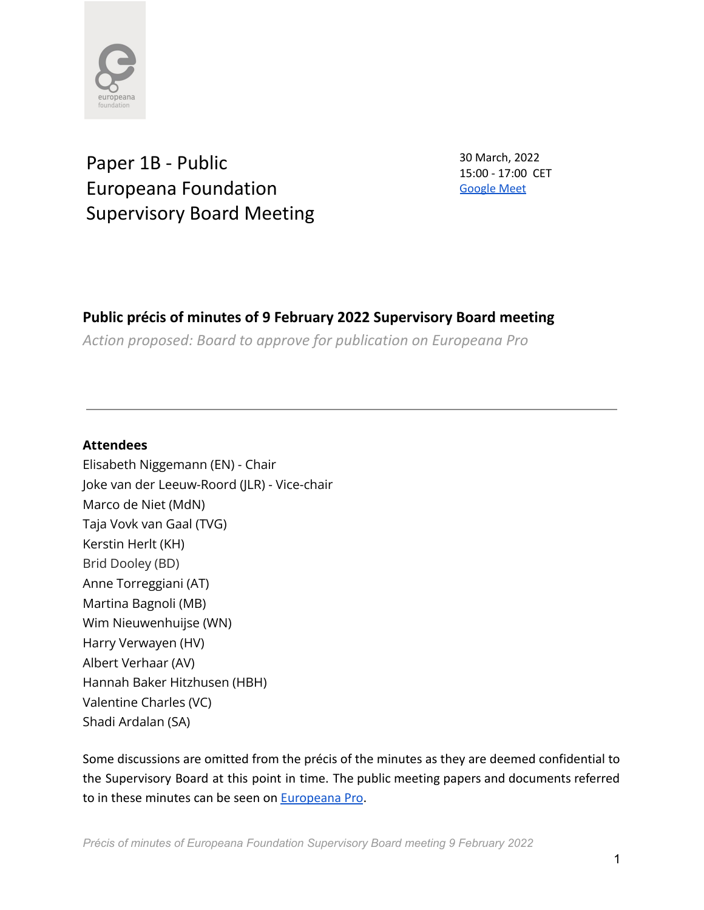# Paper 1B - Public Europeana Foundation Supervisory Board Meeting

30 March, 2022
15:00 - 17:00 CET
[Google Meet]

## Public précis of minutes of 9 February 2022 Supervisory Board meeting

*Action proposed: Board to approve for publication on Europeana Pro*

---

**Attendees**

Elisabeth Niggemann (EN) - Chair
Joke van der Leeuw-Roord (JLR) - Vice-chair
Marco de Niet (MdN)
Taja Vovk van Gaal (TVG)
Kerstin Herlt (KH)
Brid Dooley (BD)
Anne Torreggiani (AT)
Martina Bagnoli (MB)
Wim Nieuwenhuijse (WN)
Harry Verwayen (HV)
Albert Verhaar (AV)
Hannah Baker Hitzhusen (HBH)
Valentine Charles (VC)
Shadi Ardalan (SA)

Some discussions are omitted from the précis of the minutes as they are deemed confidential to the Supervisory Board at this point in time. The public meeting papers and documents referred to in these minutes can be seen on [Europeana Pro].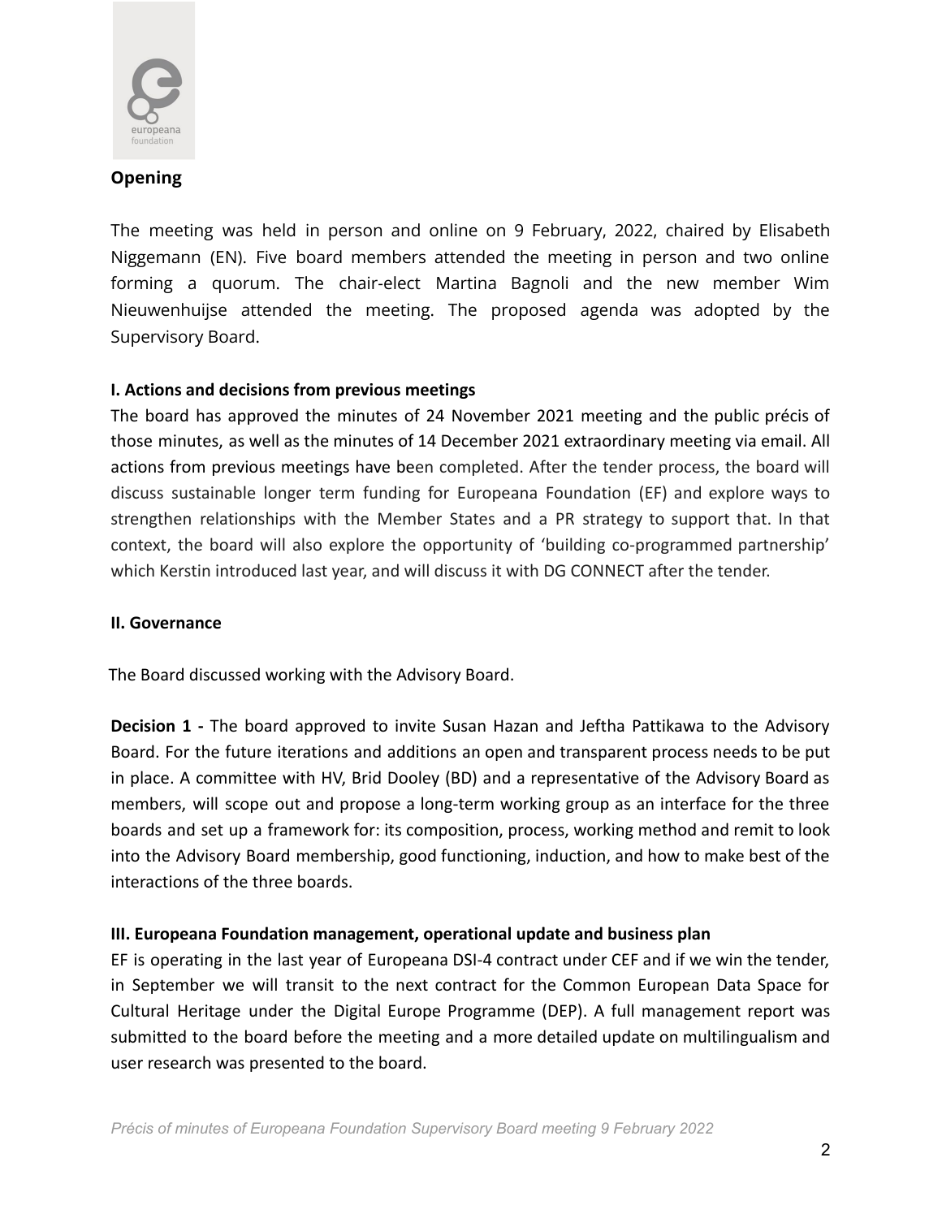## Opening

The meeting was held in person and online on 9 February, 2022, chaired by Elisabeth Niggemann (EN). Five board members attended the meeting in person and two online forming a quorum. The chair-elect Martina Bagnoli and the new member Wim Nieuwenhuijse attended the meeting. The proposed agenda was adopted by the Supervisory Board.

### I. Actions and decisions from previous meetings

The board has approved the minutes of 24 November 2021 meeting and the public précis of those minutes, as well as the minutes of 14 December 2021 extraordinary meeting via email. All actions from previous meetings have been completed. After the tender process, the board will discuss sustainable longer term funding for Europeana Foundation (EF) and explore ways to strengthen relationships with the Member States and a PR strategy to support that. In that context, the board will also explore the opportunity of 'building co-programmed partnership' which Kerstin introduced last year, and will discuss it with DG CONNECT after the tender.

### II. Governance

The Board discussed working with the Advisory Board.

**Decision 1 -** The board approved to invite Susan Hazan and Jeftha Pattikawa to the Advisory Board. For the future iterations and additions an open and transparent process needs to be put in place. A committee with HV, Brid Dooley (BD) and a representative of the Advisory Board as members, will scope out and propose a long-term working group as an interface for the three boards and set up a framework for: its composition, process, working method and remit to look into the Advisory Board membership, good functioning, induction, and how to make best of the interactions of the three boards.

### III. Europeana Foundation management, operational update and business plan

EF is operating in the last year of Europeana DSI-4 contract under CEF and if we win the tender, in September we will transit to the next contract for the Common European Data Space for Cultural Heritage under the Digital Europe Programme (DEP). A full management report was submitted to the board before the meeting and a more detailed update on multilingualism and user research was presented to the board.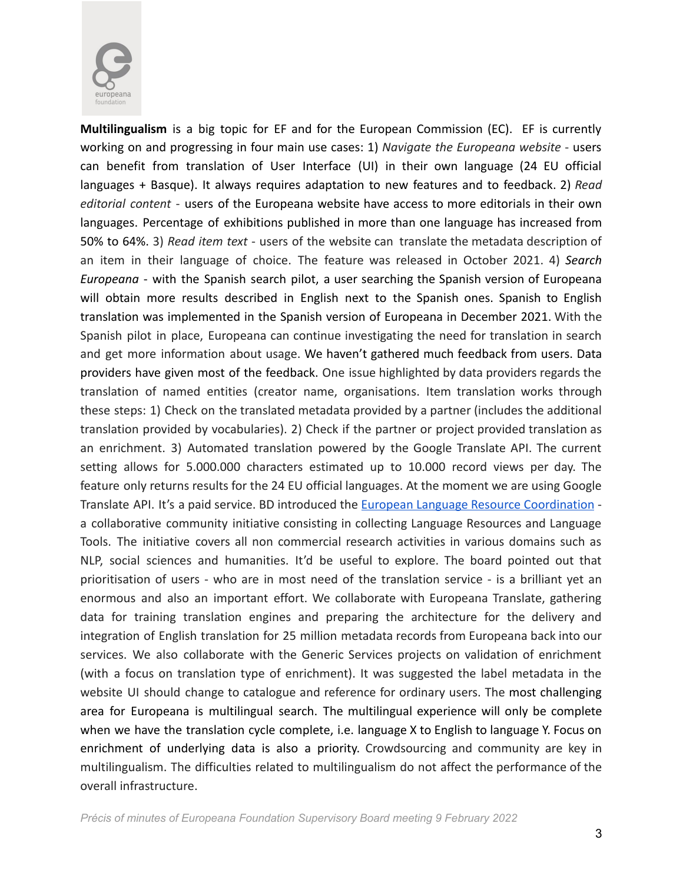**Multilingualism** is a big topic for EF and for the European Commission (EC). EF is currently working on and progressing in four main use cases: 1) *Navigate the Europeana website* - users can benefit from translation of User Interface (UI) in their own language (24 EU official languages + Basque). It always requires adaptation to new features and to feedback. 2) *Read editorial content* - users of the Europeana website have access to more editorials in their own languages. Percentage of exhibitions published in more than one language has increased from 50% to 64%. 3) *Read item text* - users of the website can translate the metadata description of an item in their language of choice. The feature was released in October 2021. 4) *Search Europeana* - with the Spanish search pilot, a user searching the Spanish version of Europeana will obtain more results described in English next to the Spanish ones. Spanish to English translation was implemented in the Spanish version of Europeana in December 2021. With the Spanish pilot in place, Europeana can continue investigating the need for translation in search and get more information about usage. We haven't gathered much feedback from users. Data providers have given most of the feedback. One issue highlighted by data providers regards the translation of named entities (creator name, organisations. Item translation works through these steps: 1) Check on the translated metadata provided by a partner (includes the additional translation provided by vocabularies). 2) Check if the partner or project provided translation as an enrichment. 3) Automated translation powered by the Google Translate API. The current setting allows for 5.000.000 characters estimated up to 10.000 record views per day. The feature only returns results for the 24 EU official languages. At the moment we are using Google Translate API. It's a paid service. BD introduced the [European Language Resource Coordination](#) - a collaborative community initiative consisting in collecting Language Resources and Language Tools. The initiative covers all non commercial research activities in various domains such as NLP, social sciences and humanities. It'd be useful to explore. The board pointed out that prioritisation of users - who are in most need of the translation service - is a brilliant yet an enormous and also an important effort. We collaborate with Europeana Translate, gathering data for training translation engines and preparing the architecture for the delivery and integration of English translation for 25 million metadata records from Europeana back into our services. We also collaborate with the Generic Services projects on validation of enrichment (with a focus on translation type of enrichment). It was suggested the label metadata in the website UI should change to catalogue and reference for ordinary users. The most challenging area for Europeana is multilingual search. The multilingual experience will only be complete when we have the translation cycle complete, i.e. language X to English to language Y. Focus on enrichment of underlying data is also a priority. Crowdsourcing and community are key in multilingualism. The difficulties related to multilingualism do not affect the performance of the overall infrastructure.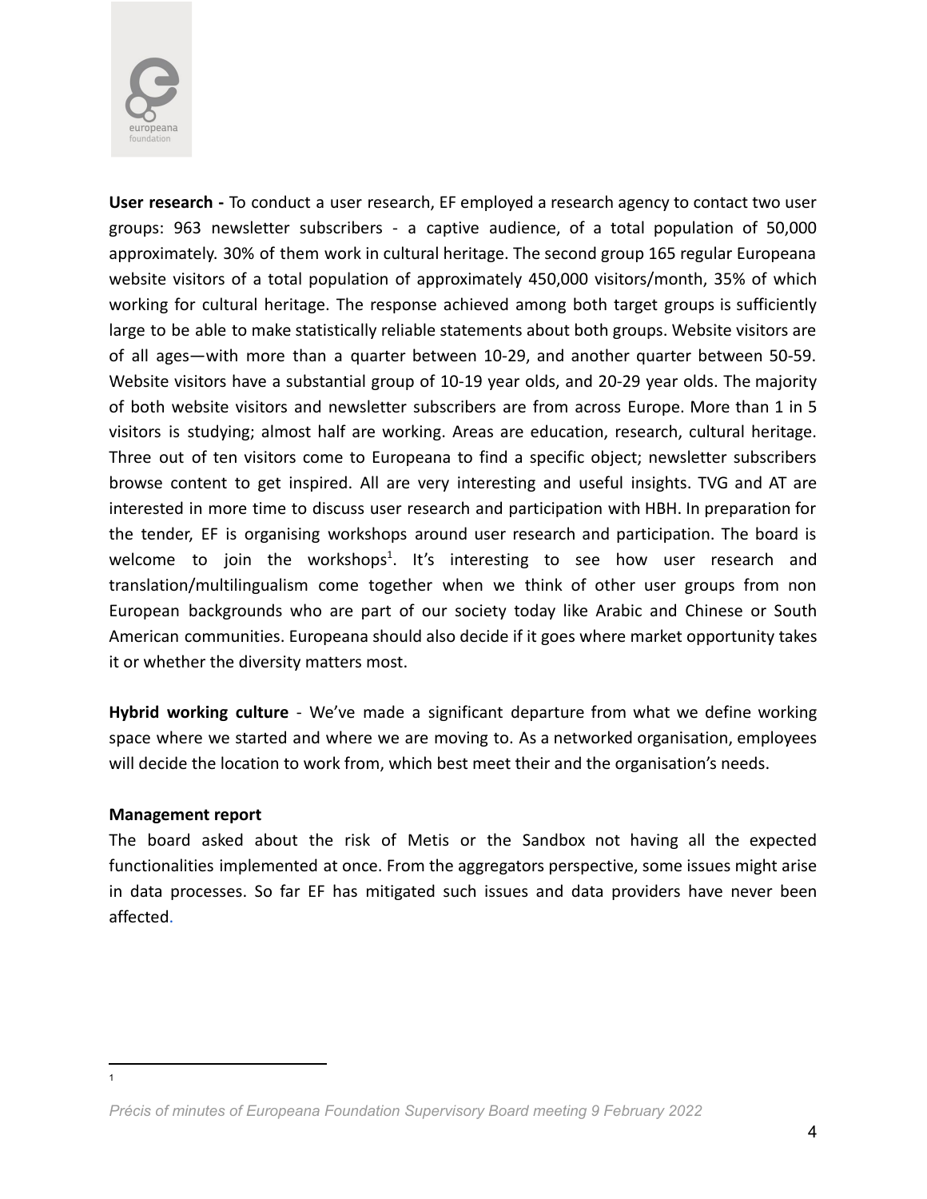**User research -** To conduct a user research, EF employed a research agency to contact two user groups: 963 newsletter subscribers - a captive audience, of a total population of 50,000 approximately. 30% of them work in cultural heritage. The second group 165 regular Europeana website visitors of a total population of approximately 450,000 visitors/month, 35% of which working for cultural heritage. The response achieved among both target groups is sufficiently large to be able to make statistically reliable statements about both groups. Website visitors are of all ages—with more than a quarter between 10-29, and another quarter between 50-59. Website visitors have a substantial group of 10-19 year olds, and 20-29 year olds. The majority of both website visitors and newsletter subscribers are from across Europe. More than 1 in 5 visitors is studying; almost half are working. Areas are education, research, cultural heritage. Three out of ten visitors come to Europeana to find a specific object; newsletter subscribers browse content to get inspired. All are very interesting and useful insights. TVG and AT are interested in more time to discuss user research and participation with HBH. In preparation for the tender, EF is organising workshops around user research and participation. The board is welcome to join the workshops[1]. It's interesting to see how user research and translation/multilingualism come together when we think of other user groups from non European backgrounds who are part of our society today like Arabic and Chinese or South American communities. Europeana should also decide if it goes where market opportunity takes it or whether the diversity matters most.

**Hybrid working culture** - We've made a significant departure from what we define working space where we started and where we are moving to. As a networked organisation, employees will decide the location to work from, which best meet their and the organisation's needs.

**Management report**

The board asked about the risk of Metis or the Sandbox not having all the expected functionalities implemented at once. From the aggregators perspective, some issues might arise in data processes. So far EF has mitigated such issues and data providers have never been affected.

---

[1]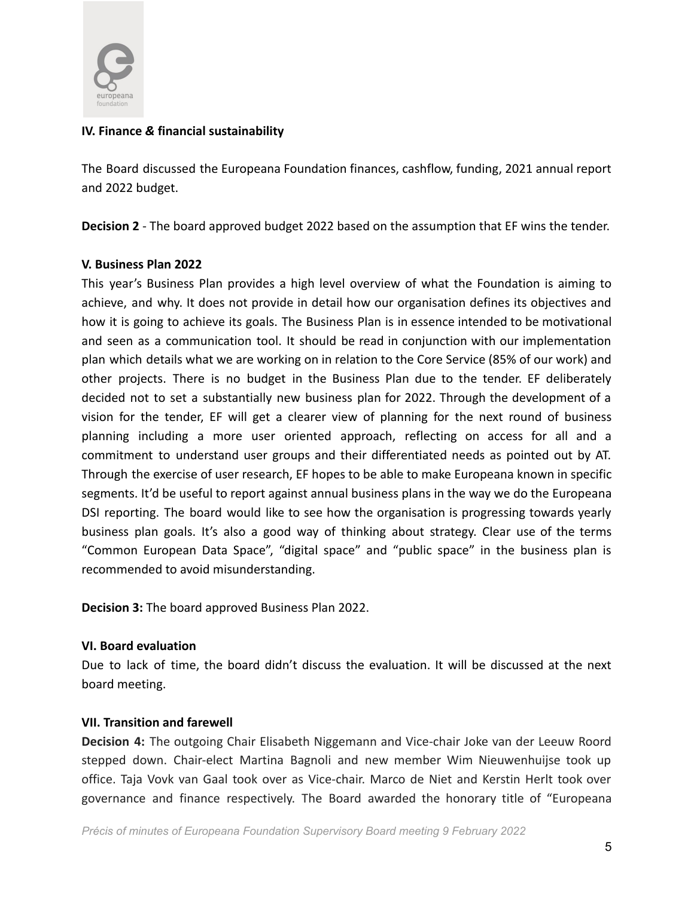**IV. Finance & financial sustainability**

The Board discussed the Europeana Foundation finances, cashflow, funding, 2021 annual report and 2022 budget.

**Decision 2** - The board approved budget 2022 based on the assumption that EF wins the tender.

**V. Business Plan 2022**

This year's Business Plan provides a high level overview of what the Foundation is aiming to achieve, and why. It does not provide in detail how our organisation defines its objectives and how it is going to achieve its goals. The Business Plan is in essence intended to be motivational and seen as a communication tool. It should be read in conjunction with our implementation plan which details what we are working on in relation to the Core Service (85% of our work) and other projects. There is no budget in the Business Plan due to the tender. EF deliberately decided not to set a substantially new business plan for 2022. Through the development of a vision for the tender, EF will get a clearer view of planning for the next round of business planning including a more user oriented approach, reflecting on access for all and a commitment to understand user groups and their differentiated needs as pointed out by AT. Through the exercise of user research, EF hopes to be able to make Europeana known in specific segments. It'd be useful to report against annual business plans in the way we do the Europeana DSI reporting. The board would like to see how the organisation is progressing towards yearly business plan goals. It's also a good way of thinking about strategy. Clear use of the terms "Common European Data Space", "digital space" and "public space" in the business plan is recommended to avoid misunderstanding.

**Decision 3:** The board approved Business Plan 2022.

**VI. Board evaluation**

Due to lack of time, the board didn't discuss the evaluation. It will be discussed at the next board meeting.

**VII. Transition and farewell**

**Decision 4:** The outgoing Chair Elisabeth Niggemann and Vice-chair Joke van der Leeuw Roord stepped down. Chair-elect Martina Bagnoli and new member Wim Nieuwenhuijse took up office. Taja Vovk van Gaal took over as Vice-chair. Marco de Niet and Kerstin Herlt took over governance and finance respectively. The Board awarded the honorary title of "Europeana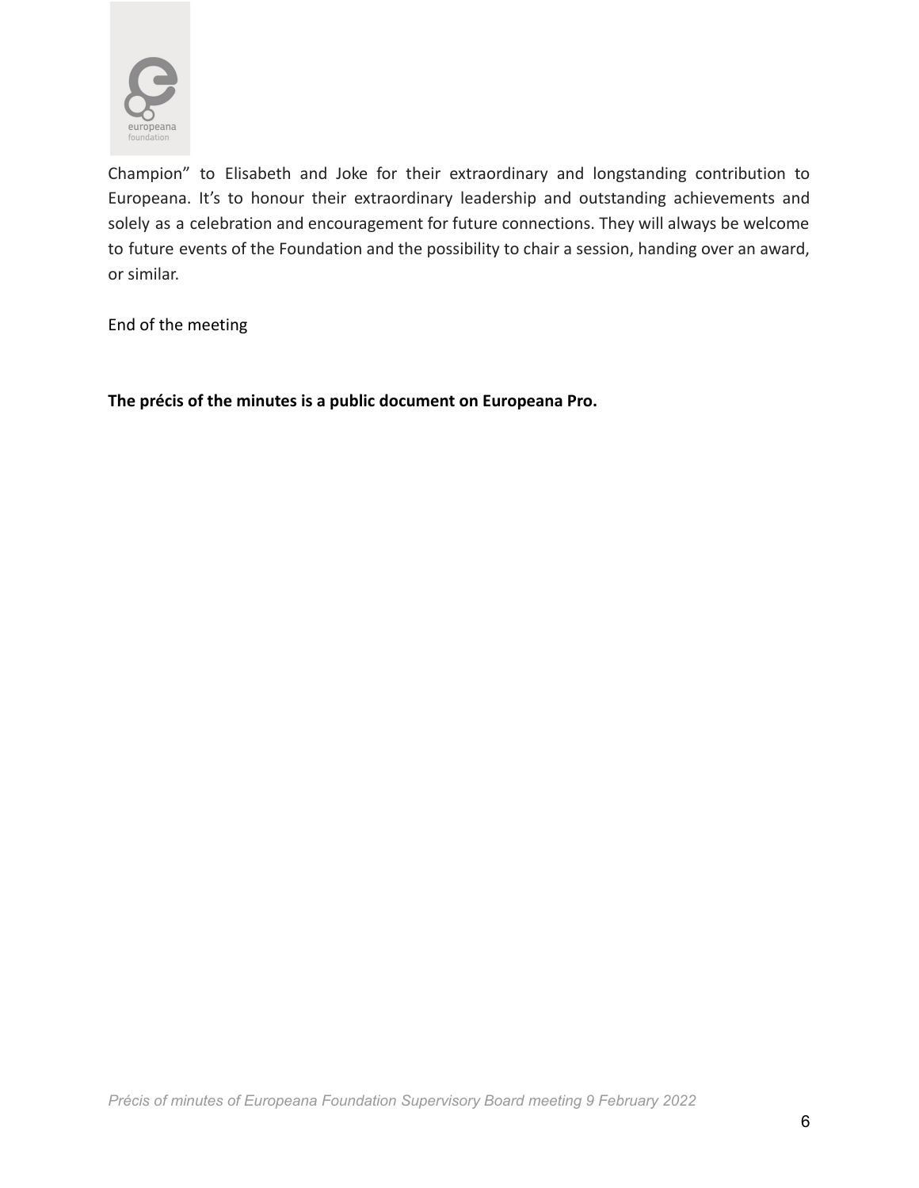Champion" to Elisabeth and Joke for their extraordinary and longstanding contribution to Europeana. It's to honour their extraordinary leadership and outstanding achievements and solely as a celebration and encouragement for future connections. They will always be welcome to future events of the Foundation and the possibility to chair a session, handing over an award, or similar.

End of the meeting

**The précis of the minutes is a public document on Europeana Pro.**